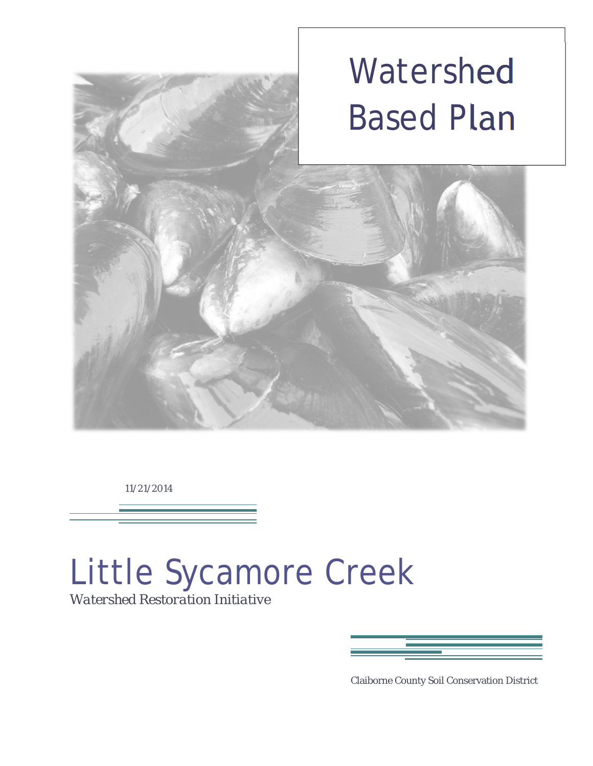# Watershed Based Plan

11/21/2014

# Little Sycamore Creek

*Watershed Restoration Initiative*

Claiborne County Soil Conservation District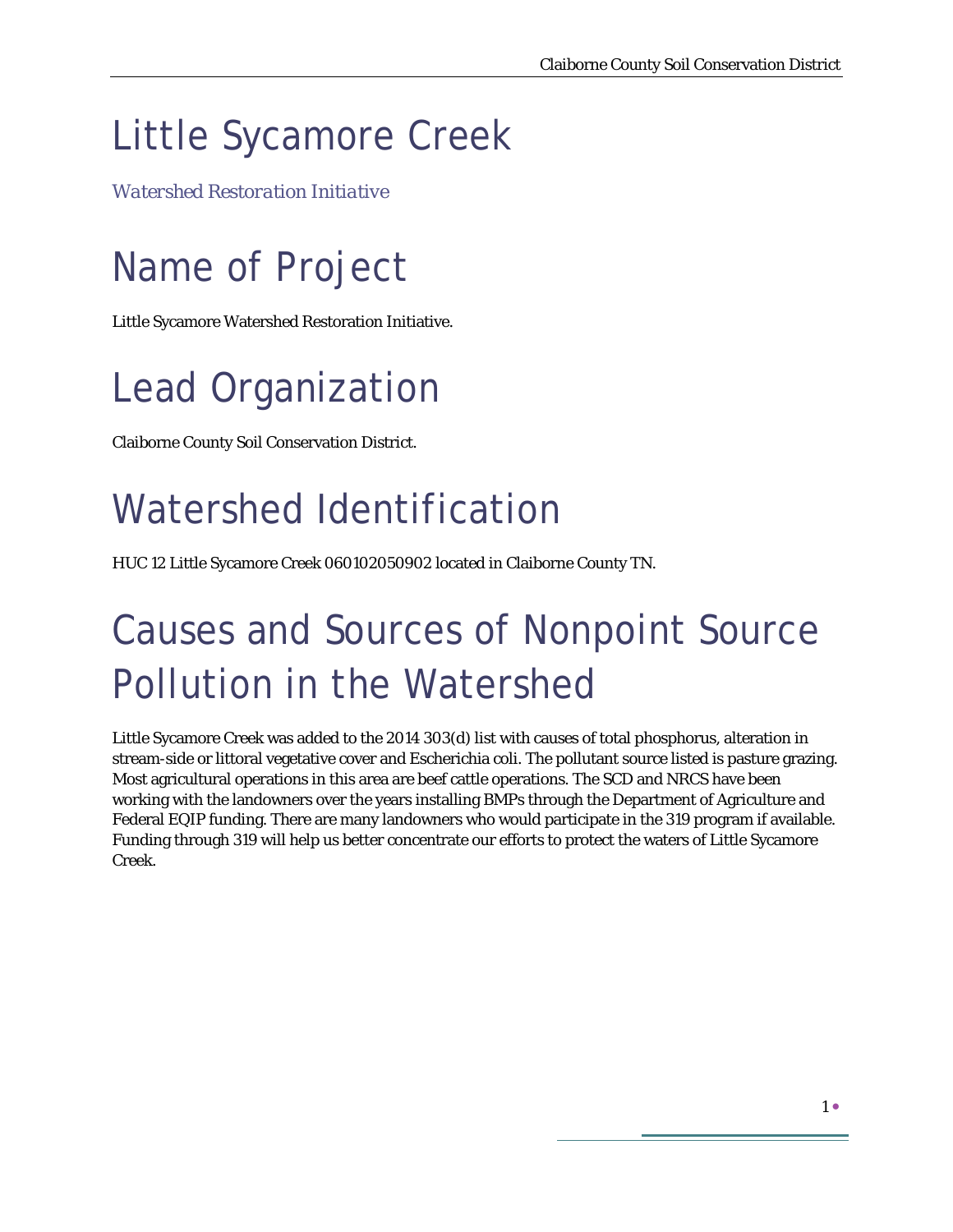# Little Sycamore Creek

*Watershed Restoration Initiative*

# Name of Project

Little Sycamore Watershed Restoration Initiative.

# Lead Organization

Claiborne County Soil Conservation District.

# Watershed Identification

HUC 12 Little Sycamore Creek 060102050902 located in Claiborne County TN.

# Causes and Sources of Nonpoint Source Pollution in the Watershed

Little Sycamore Creek was added to the 2014 303(d) list with causes of total phosphorus, alteration in stream-side or littoral vegetative cover and Escherichia coli. The pollutant source listed is pasture grazing. Most agricultural operations in this area are beef cattle operations. The SCD and NRCS have been working with the landowners over the years installing BMPs through the Department of Agriculture and Federal EQIP funding. There are many landowners who would participate in the 319 program if available. Funding through 319 will help us better concentrate our efforts to protect the waters of Little Sycamore Creek.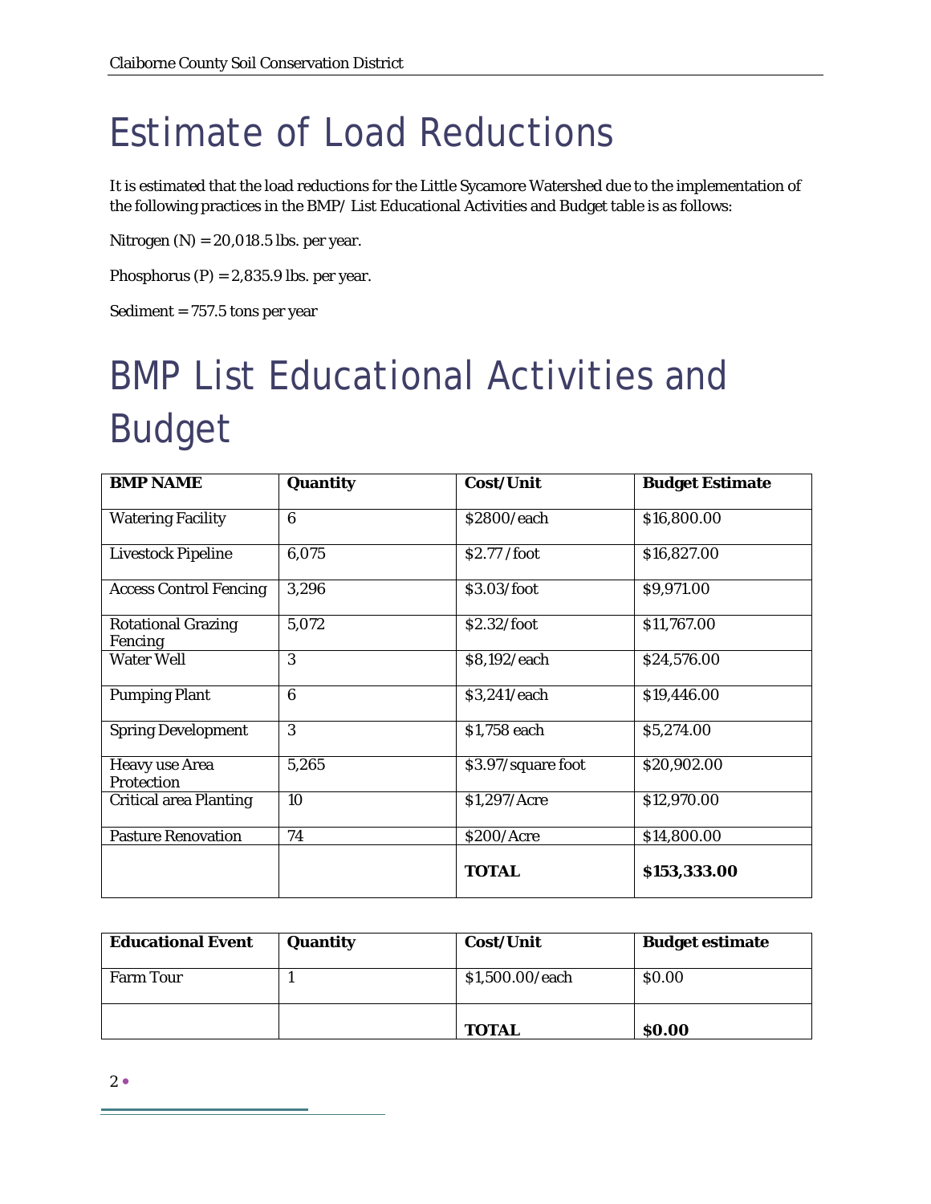# Estimate of Load Reductions

It is estimated that the load reductions for the Little Sycamore Watershed due to the implementation of the following practices in the BMP/ List Educational Activities and Budget table is as follows:

Nitrogen (N) = 20,018.5 lbs. per year.

Phosphorus (P) = 2,835.9 lbs. per year.

Sediment = 757.5 tons per year

# BMP List Educational Activities and Budget

| BMP NAME | Quantity | Cost/Unit | Budget Estimate |
|---|---|---|---|
| Watering Facility | 6 | $2800/each | $16,800.00 |
| Livestock Pipeline | 6,075 | $2.77 /foot | $16,827.00 |
| Access Control Fencing | 3,296 | $3.03/foot | $9,971.00 |
| Rotational Grazing Fencing | 5,072 | $2.32/foot | $11,767.00 |
| Water Well | 3 | $8,192/each | $24,576.00 |
| Pumping Plant | 6 | $3,241/each | $19,446.00 |
| Spring Development | 3 | $1,758 each | $5,274.00 |
| Heavy use Area Protection | 5,265 | $3.97/square foot | $20,902.00 |
| Critical area Planting | 10 | $1,297/Acre | $12,970.00 |
| Pasture Renovation | 74 | $200/Acre | $14,800.00 |
| | | **TOTAL** | **$153,333.00** |

| Educational Event | Quantity | Cost/Unit | Budget estimate |
|---|---|---|---|
| Farm Tour | 1 | $1,500.00/each | $0.00 |
| | | **TOTAL** | **$0.00** |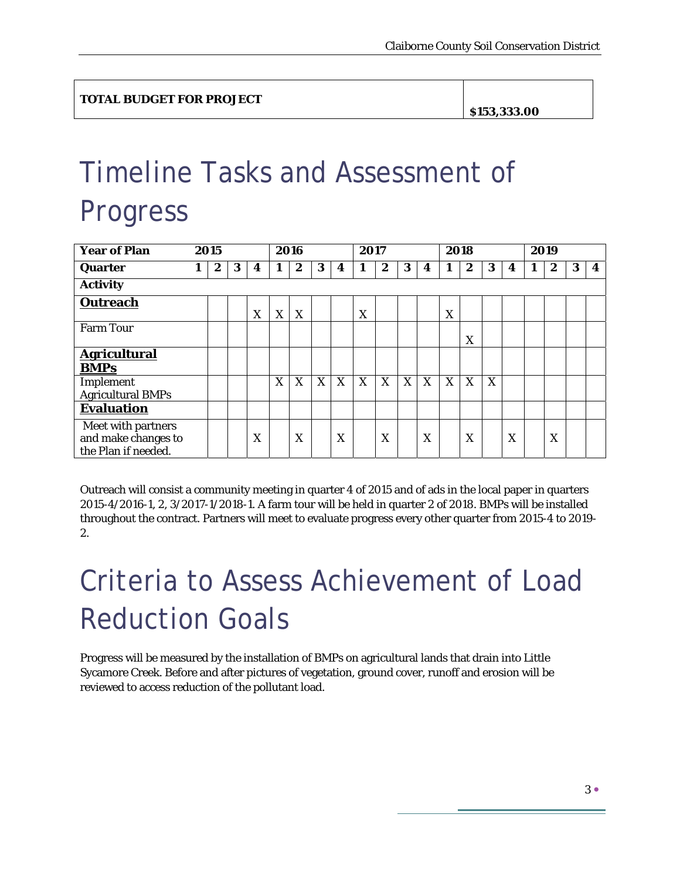| TOTAL BUDGET FOR PROJECT | $153,333.00 |
|---|---|

# Timeline Tasks and Assessment of Progress

| Year of Plan | 2015 | | | | 2016 | | | | 2017 | | | | 2018 | | | | 2019 | | | |
|---|---|---|---|---|---|---|---|---|---|---|---|---|---|---|---|---|---|---|---|---|
| **Quarter** | **1** | **2** | **3** | **4** | **1** | **2** | **3** | **4** | **1** | **2** | **3** | **4** | **1** | **2** | **3** | **4** | **1** | **2** | **3** | **4** |
| **Activity** | | | | | | | | | | | | | | | | | | | | |
| **Outreach** | | | | X | X | X | | | X | | | | X | | | | | | | |
| Farm Tour | | | | | | | | | | | | | | X | | | | | | |
| **Agricultural BMPs** | | | | | | | | | | | | | | | | | | | | |
| Implement Agricultural BMPs | | | | | X | X | X | X | X | X | X | X | X | X | X | | | | | |
| **Evaluation** | | | | | | | | | | | | | | | | | | | | |
| Meet with partners and make changes to the Plan if needed. | | | | X | | X | | X | | X | | X | | X | | X | | X | | |

Outreach will consist a community meeting in quarter 4 of 2015 and of ads in the local paper in quarters 2015-4/2016-1, 2, 3/2017-1/2018-1. A farm tour will be held in quarter 2 of 2018. BMPs will be installed throughout the contract. Partners will meet to evaluate progress every other quarter from 2015-4 to 2019-2.

# Criteria to Assess Achievement of Load Reduction Goals

Progress will be measured by the installation of BMPs on agricultural lands that drain into Little Sycamore Creek. Before and after pictures of vegetation, ground cover, runoff and erosion will be reviewed to access reduction of the pollutant load.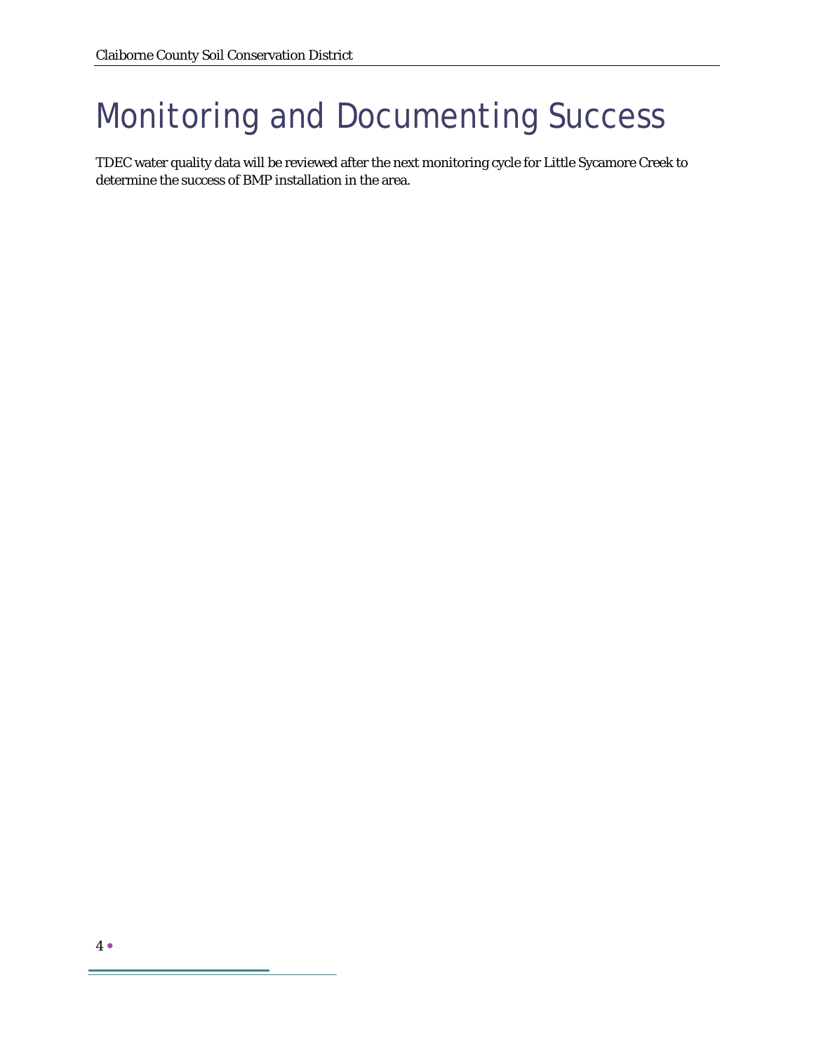# Monitoring and Documenting Success

TDEC water quality data will be reviewed after the next monitoring cycle for Little Sycamore Creek to determine the success of BMP installation in the area.